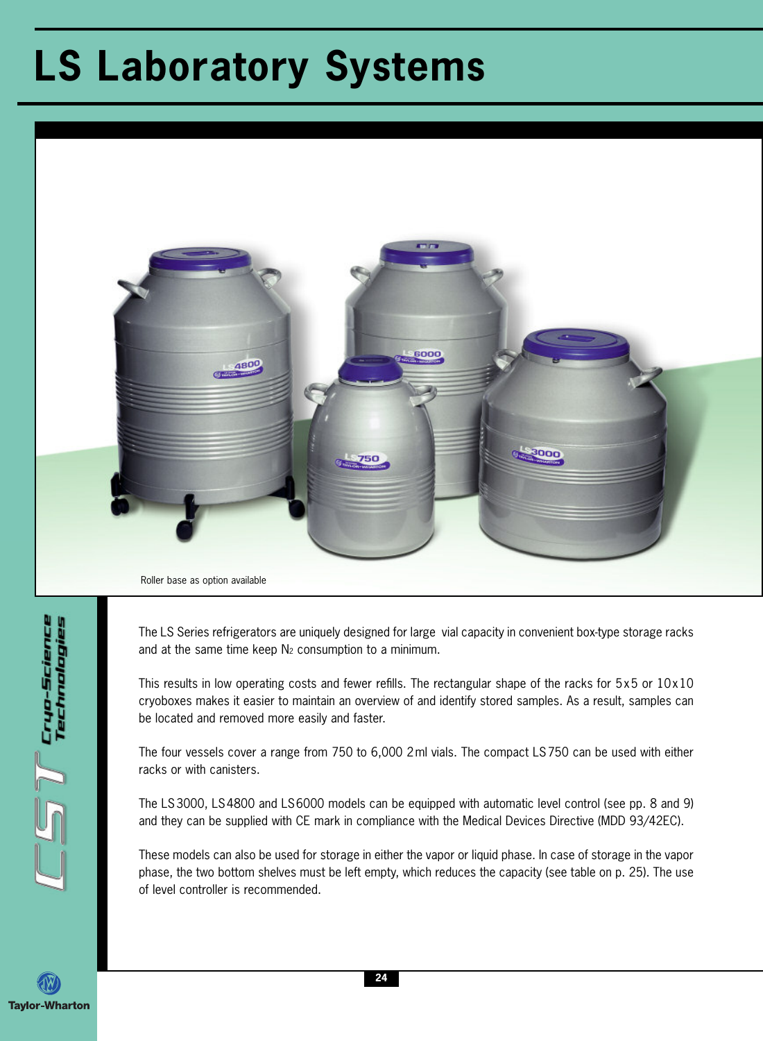# LS Laboratory Systems

Roller base as option available

The LS Series refrigerators are uniquely designed for large vial capacity in convenient box-type storage racks and at the same time keep $N_2$ consumption to a minimum.

This results in low operating costs and fewer refills. The rectangular shape of the racks for 5x5 or 10x10 cryoboxes makes it easier to maintain an overview of and identify stored samples. As a result, samples can be located and removed more easily and faster.

The four vessels cover a range from 750 to 6,000 2ml vials. The compact LS750 can be used with either racks or with canisters.

The LS3000, LS4800 and LS6000 models can be equipped with automatic level control (see pp. 8 and 9) and they can be supplied with CE mark in compliance with the Medical Devices Directive (MDD 93/42EC).

These models can also be used for storage in either the vapor or liquid phase. In case of storage in the vapor phase, the two bottom shelves must be left empty, which reduces the capacity (see table on p. 25). The use of level controller is recommended.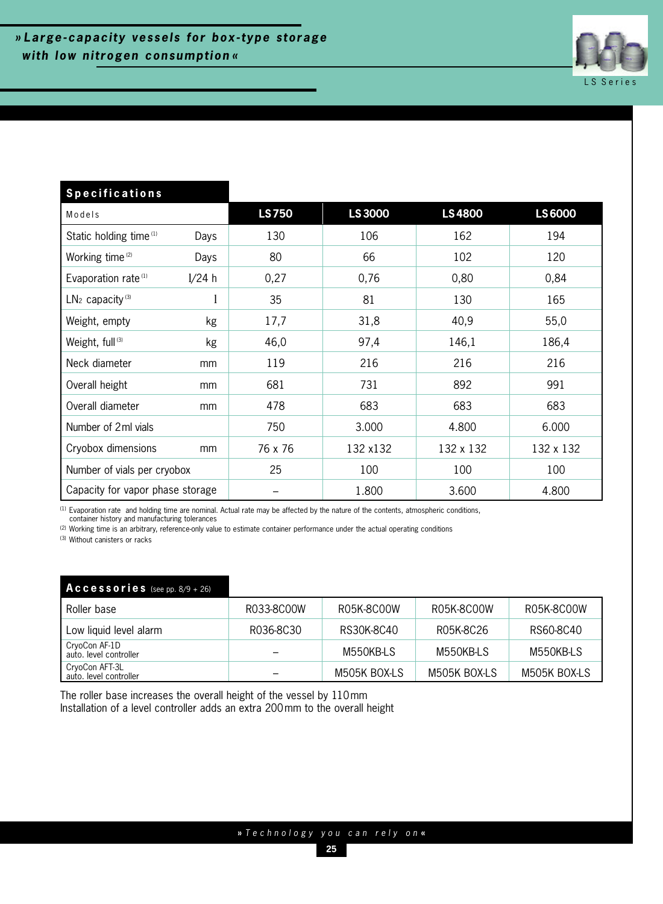# »Large-capacity vessels for box-type storage with low nitrogen consumption«

LS Series

## Specifications

| Models | | LS750 | LS3000 | LS4800 | LS6000 |
|---|---|---|---|---|---|
| Static holding time [1] | Days | 130 | 106 | 162 | 194 |
| Working time [2] | Days | 80 | 66 | 102 | 120 |
| Evaporation rate [1] | l/24 h | 0,27 | 0,76 | 0,80 | 0,84 |
| $LN_2$ capacity [3] | l | 35 | 81 | 130 | 165 |
| Weight, empty | kg | 17,7 | 31,8 | 40,9 | 55,0 |
| Weight, full [3] | kg | 46,0 | 97,4 | 146,1 | 186,4 |
| Neck diameter | mm | 119 | 216 | 216 | 216 |
| Overall height | mm | 681 | 731 | 892 | 991 |
| Overall diameter | mm | 478 | 683 | 683 | 683 |
| Number of 2ml vials | | 750 | 3.000 | 4.800 | 6.000 |
| Cryobox dimensions | mm | 76 x 76 | 132 x132 | 132 x 132 | 132 x 132 |
| Number of vials per cryobox | | 25 | 100 | 100 | 100 |
| Capacity for vapor phase storage | | – | 1.800 | 3.600 | 4.800 |

[1] Evaporation rate and holding time are nominal. Actual rate may be affected by the nature of the contents, atmospheric conditions, container history and manufacturing tolerances

[2] Working time is an arbitrary, reference-only value to estimate container performance under the actual operating conditions

[3] Without canisters or racks

## Accessories (see pp. 8/9 + 26)

| | LS750 | LS3000 | LS4800 | LS6000 |
|---|---|---|---|---|
| Roller base | R033-8C00W | R05K-8C00W | R05K-8C00W | R05K-8C00W |
| Low liquid level alarm | R036-8C30 | RS30K-8C40 | R05K-8C26 | RS60-8C40 |
| CryoCon AF-1D auto. level controller | – | M550KB-LS | M550KB-LS | M550KB-LS |
| CryoCon AFT-3L auto. level controller | – | M505K BOX-LS | M505K BOX-LS | M505K BOX-LS |

The roller base increases the overall height of the vessel by 110 mm
Installation of a level controller adds an extra 200 mm to the overall height

»Technology you can rely on«